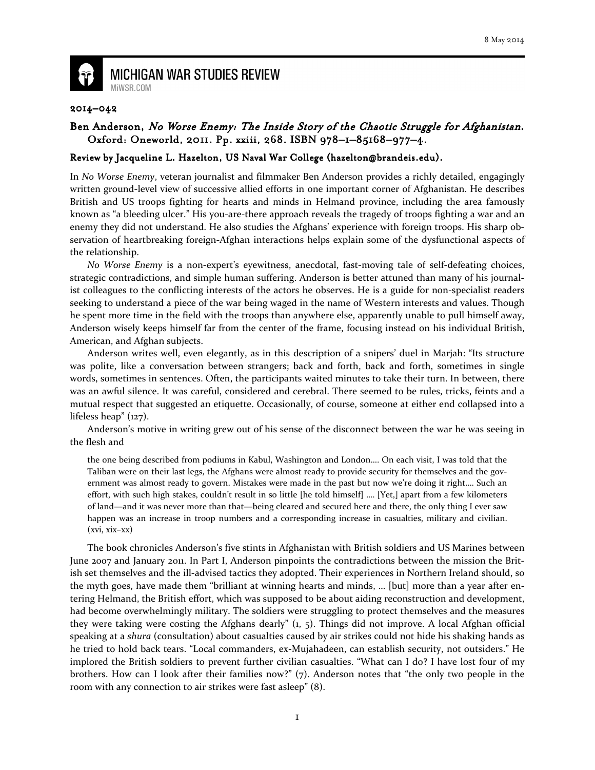8 May 2014

# MICHIGAN WAR STUDIES REVIEW

MiWSR.COM

**2014–042**

**Ben Anderson, *No Worse Enemy: The Inside Story of the Chaotic Struggle for Afghanistan*. Oxford: Oneworld, 2011. Pp. xxiii, 268. ISBN 978–1–85168–977–4.**

**Review by Jacqueline L. Hazelton, US Naval War College (hazelton@brandeis.edu).**

In *No Worse Enemy*, veteran journalist and filmmaker Ben Anderson provides a richly detailed, engagingly written ground-level view of successive allied efforts in one important corner of Afghanistan. He describes British and US troops fighting for hearts and minds in Helmand province, including the area famously known as "a bleeding ulcer." His you-are-there approach reveals the tragedy of troops fighting a war and an enemy they did not understand. He also studies the Afghans' experience with foreign troops. His sharp observation of heartbreaking foreign-Afghan interactions helps explain some of the dysfunctional aspects of the relationship.

*No Worse Enemy* is a non-expert's eyewitness, anecdotal, fast-moving tale of self-defeating choices, strategic contradictions, and simple human suffering. Anderson is better attuned than many of his journalist colleagues to the conflicting interests of the actors he observes. He is a guide for non-specialist readers seeking to understand a piece of the war being waged in the name of Western interests and values. Though he spent more time in the field with the troops than anywhere else, apparently unable to pull himself away, Anderson wisely keeps himself far from the center of the frame, focusing instead on his individual British, American, and Afghan subjects.

Anderson writes well, even elegantly, as in this description of a snipers' duel in Marjah: "Its structure was polite, like a conversation between strangers; back and forth, back and forth, sometimes in single words, sometimes in sentences. Often, the participants waited minutes to take their turn. In between, there was an awful silence. It was careful, considered and cerebral. There seemed to be rules, tricks, feints and a mutual respect that suggested an etiquette. Occasionally, of course, someone at either end collapsed into a lifeless heap" (127).

Anderson's motive in writing grew out of his sense of the disconnect between the war he was seeing in the flesh and

> the one being described from podiums in Kabul, Washington and London.... On each visit, I was told that the Taliban were on their last legs, the Afghans were almost ready to provide security for themselves and the government was almost ready to govern. Mistakes were made in the past but now we're doing it right.... Such an effort, with such high stakes, couldn't result in so little [he told himself] .... [Yet,] apart from a few kilometers of land—and it was never more than that—being cleared and secured here and there, the only thing I ever saw happen was an increase in troop numbers and a corresponding increase in casualties, military and civilian. (xvi, xix–xx)

The book chronicles Anderson's five stints in Afghanistan with British soldiers and US Marines between June 2007 and January 2011. In Part I, Anderson pinpoints the contradictions between the mission the British set themselves and the ill-advised tactics they adopted. Their experiences in Northern Ireland should, so the myth goes, have made them "brilliant at winning hearts and minds, ... [but] more than a year after entering Helmand, the British effort, which was supposed to be about aiding reconstruction and development, had become overwhelmingly military. The soldiers were struggling to protect themselves and the measures they were taking were costing the Afghans dearly" (1, 5). Things did not improve. A local Afghan official speaking at a *shura* (consultation) about casualties caused by air strikes could not hide his shaking hands as he tried to hold back tears. "Local commanders, ex-Mujahadeen, can establish security, not outsiders." He implored the British soldiers to prevent further civilian casualties. "What can I do? I have lost four of my brothers. How can I look after their families now?" (7). Anderson notes that "the only two people in the room with any connection to air strikes were fast asleep" (8).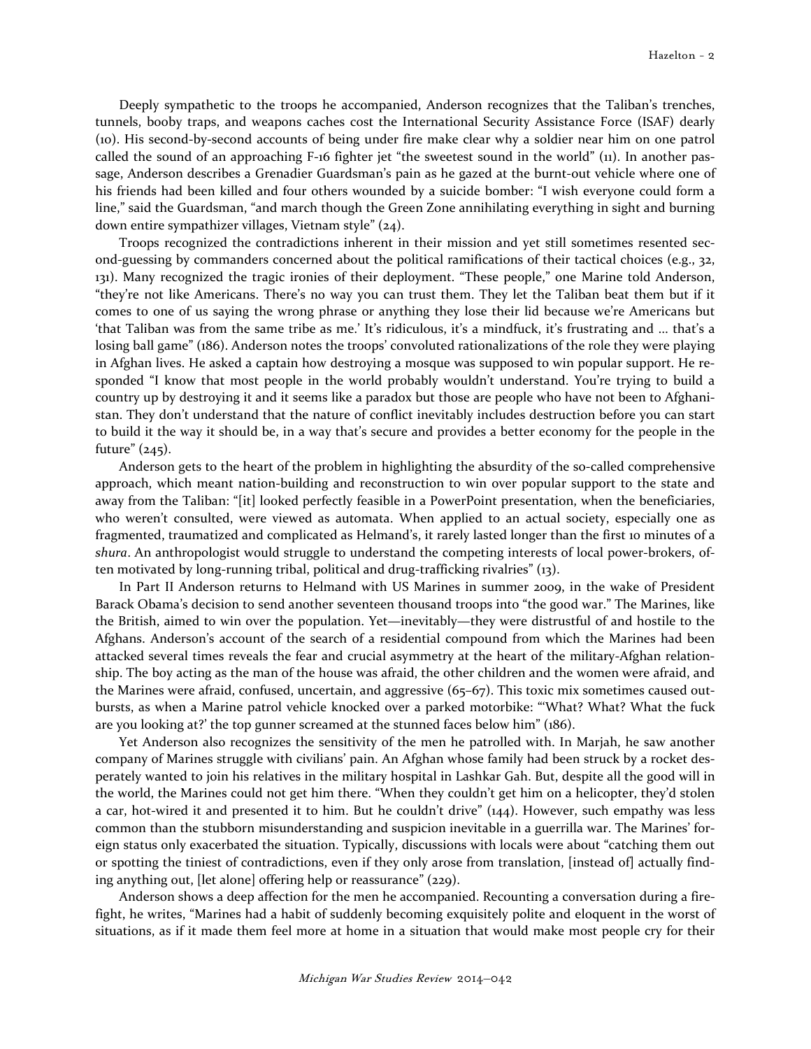Deeply sympathetic to the troops he accompanied, Anderson recognizes that the Taliban's trenches, tunnels, booby traps, and weapons caches cost the International Security Assistance Force (ISAF) dearly (10). His second-by-second accounts of being under fire make clear why a soldier near him on one patrol called the sound of an approaching F-16 fighter jet "the sweetest sound in the world" (11). In another passage, Anderson describes a Grenadier Guardsman's pain as he gazed at the burnt-out vehicle where one of his friends had been killed and four others wounded by a suicide bomber: "I wish everyone could form a line," said the Guardsman, "and march though the Green Zone annihilating everything in sight and burning down entire sympathizer villages, Vietnam style" (24).

Troops recognized the contradictions inherent in their mission and yet still sometimes resented second-guessing by commanders concerned about the political ramifications of their tactical choices (e.g., 32, 131). Many recognized the tragic ironies of their deployment. "These people," one Marine told Anderson, "they're not like Americans. There's no way you can trust them. They let the Taliban beat them but if it comes to one of us saying the wrong phrase or anything they lose their lid because we're Americans but 'that Taliban was from the same tribe as me.' It's ridiculous, it's a mindfuck, it's frustrating and … that's a losing ball game" (186). Anderson notes the troops' convoluted rationalizations of the role they were playing in Afghan lives. He asked a captain how destroying a mosque was supposed to win popular support. He responded "I know that most people in the world probably wouldn't understand. You're trying to build a country up by destroying it and it seems like a paradox but those are people who have not been to Afghanistan. They don't understand that the nature of conflict inevitably includes destruction before you can start to build it the way it should be, in a way that's secure and provides a better economy for the people in the future" (245).

Anderson gets to the heart of the problem in highlighting the absurdity of the so-called comprehensive approach, which meant nation-building and reconstruction to win over popular support to the state and away from the Taliban: "[it] looked perfectly feasible in a PowerPoint presentation, when the beneficiaries, who weren't consulted, were viewed as automata. When applied to an actual society, especially one as fragmented, traumatized and complicated as Helmand's, it rarely lasted longer than the first 10 minutes of a *shura*. An anthropologist would struggle to understand the competing interests of local power-brokers, often motivated by long-running tribal, political and drug-trafficking rivalries" (13).

In Part II Anderson returns to Helmand with US Marines in summer 2009, in the wake of President Barack Obama's decision to send another seventeen thousand troops into "the good war." The Marines, like the British, aimed to win over the population. Yet—inevitably—they were distrustful of and hostile to the Afghans. Anderson's account of the search of a residential compound from which the Marines had been attacked several times reveals the fear and crucial asymmetry at the heart of the military-Afghan relationship. The boy acting as the man of the house was afraid, the other children and the women were afraid, and the Marines were afraid, confused, uncertain, and aggressive (65–67). This toxic mix sometimes caused outbursts, as when a Marine patrol vehicle knocked over a parked motorbike: "'What? What? What the fuck are you looking at?' the top gunner screamed at the stunned faces below him" (186).

Yet Anderson also recognizes the sensitivity of the men he patrolled with. In Marjah, he saw another company of Marines struggle with civilians' pain. An Afghan whose family had been struck by a rocket desperately wanted to join his relatives in the military hospital in Lashkar Gah. But, despite all the good will in the world, the Marines could not get him there. "When they couldn't get him on a helicopter, they'd stolen a car, hot-wired it and presented it to him. But he couldn't drive" (144). However, such empathy was less common than the stubborn misunderstanding and suspicion inevitable in a guerrilla war. The Marines' foreign status only exacerbated the situation. Typically, discussions with locals were about "catching them out or spotting the tiniest of contradictions, even if they only arose from translation, [instead of] actually finding anything out, [let alone] offering help or reassurance" (229).

Anderson shows a deep affection for the men he accompanied. Recounting a conversation during a firefight, he writes, "Marines had a habit of suddenly becoming exquisitely polite and eloquent in the worst of situations, as if it made them feel more at home in a situation that would make most people cry for their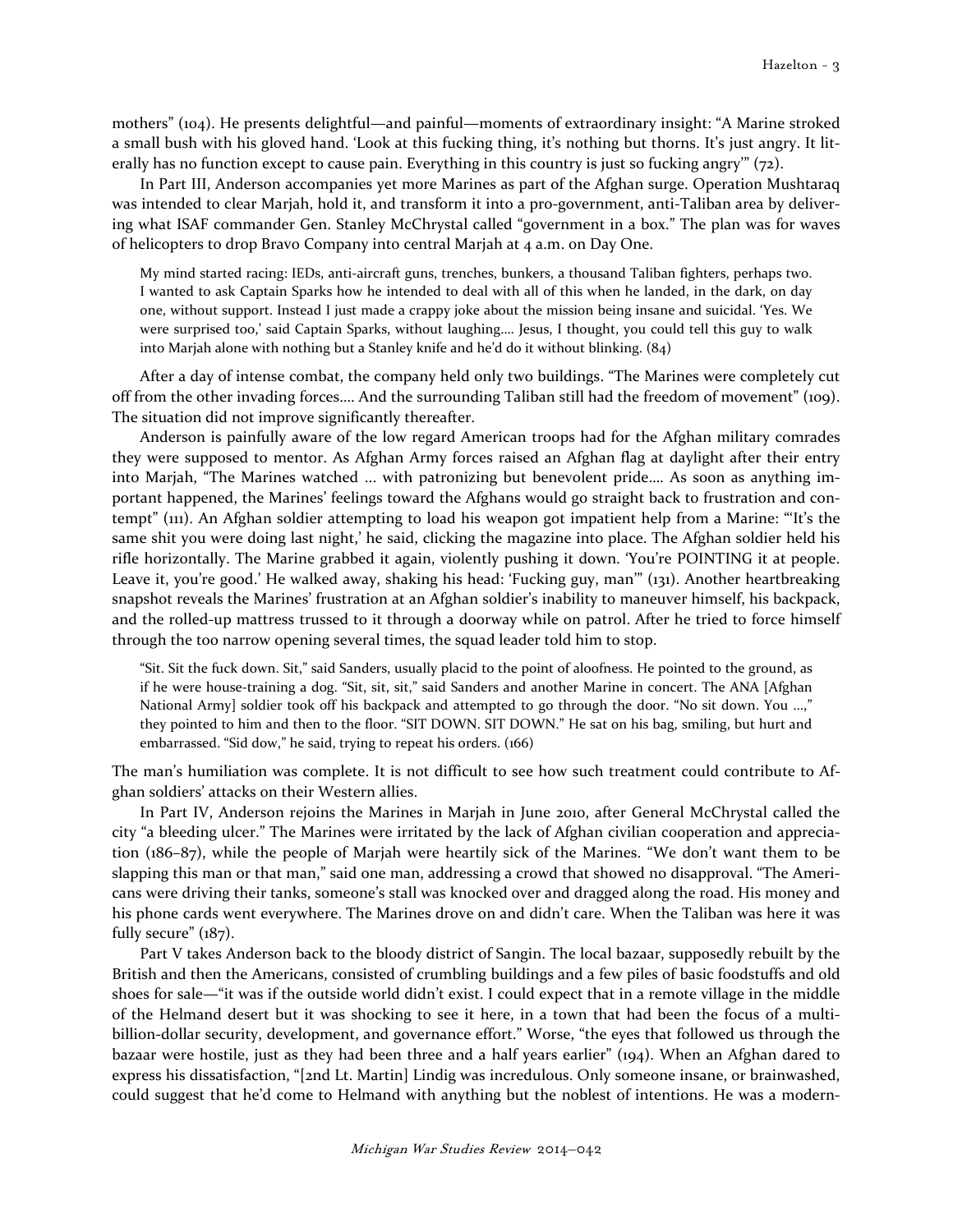mothers" (104). He presents delightful—and painful—moments of extraordinary insight: "A Marine stroked a small bush with his gloved hand. 'Look at this fucking thing, it's nothing but thorns. It's just angry. It literally has no function except to cause pain. Everything in this country is just so fucking angry'" (72).

In Part III, Anderson accompanies yet more Marines as part of the Afghan surge. Operation Mushtaraq was intended to clear Marjah, hold it, and transform it into a pro-government, anti-Taliban area by delivering what ISAF commander Gen. Stanley McChrystal called "government in a box." The plan was for waves of helicopters to drop Bravo Company into central Marjah at 4 a.m. on Day One.

> My mind started racing: IEDs, anti-aircraft guns, trenches, bunkers, a thousand Taliban fighters, perhaps two. I wanted to ask Captain Sparks how he intended to deal with all of this when he landed, in the dark, on day one, without support. Instead I just made a crappy joke about the mission being insane and suicidal. 'Yes. We were surprised too,' said Captain Sparks, without laughing.… Jesus, I thought, you could tell this guy to walk into Marjah alone with nothing but a Stanley knife and he'd do it without blinking. (84)

After a day of intense combat, the company held only two buildings. "The Marines were completely cut off from the other invading forces.… And the surrounding Taliban still had the freedom of movement" (109). The situation did not improve significantly thereafter.

Anderson is painfully aware of the low regard American troops had for the Afghan military comrades they were supposed to mentor. As Afghan Army forces raised an Afghan flag at daylight after their entry into Marjah, "The Marines watched … with patronizing but benevolent pride.… As soon as anything important happened, the Marines' feelings toward the Afghans would go straight back to frustration and contempt" (111). An Afghan soldier attempting to load his weapon got impatient help from a Marine: "'It's the same shit you were doing last night,' he said, clicking the magazine into place. The Afghan soldier held his rifle horizontally. The Marine grabbed it again, violently pushing it down. 'You're POINTING it at people. Leave it, you're good.' He walked away, shaking his head: 'Fucking guy, man'" (131). Another heartbreaking snapshot reveals the Marines' frustration at an Afghan soldier's inability to maneuver himself, his backpack, and the rolled-up mattress trussed to it through a doorway while on patrol. After he tried to force himself through the too narrow opening several times, the squad leader told him to stop.

> "Sit. Sit the fuck down. Sit," said Sanders, usually placid to the point of aloofness. He pointed to the ground, as if he were house-training a dog. "Sit, sit, sit," said Sanders and another Marine in concert. The ANA [Afghan National Army] soldier took off his backpack and attempted to go through the door. "No sit down. You …," they pointed to him and then to the floor. "SIT DOWN. SIT DOWN." He sat on his bag, smiling, but hurt and embarrassed. "Sid dow," he said, trying to repeat his orders. (166)

The man's humiliation was complete. It is not difficult to see how such treatment could contribute to Afghan soldiers' attacks on their Western allies.

In Part IV, Anderson rejoins the Marines in Marjah in June 2010, after General McChrystal called the city "a bleeding ulcer." The Marines were irritated by the lack of Afghan civilian cooperation and appreciation (186–87), while the people of Marjah were heartily sick of the Marines. "We don't want them to be slapping this man or that man," said one man, addressing a crowd that showed no disapproval. "The Americans were driving their tanks, someone's stall was knocked over and dragged along the road. His money and his phone cards went everywhere. The Marines drove on and didn't care. When the Taliban was here it was fully secure" (187).

Part V takes Anderson back to the bloody district of Sangin. The local bazaar, supposedly rebuilt by the British and then the Americans, consisted of crumbling buildings and a few piles of basic foodstuffs and old shoes for sale—"it was if the outside world didn't exist. I could expect that in a remote village in the middle of the Helmand desert but it was shocking to see it here, in a town that had been the focus of a multi-billion-dollar security, development, and governance effort." Worse, "the eyes that followed us through the bazaar were hostile, just as they had been three and a half years earlier" (194). When an Afghan dared to express his dissatisfaction, "[2nd Lt. Martin] Lindig was incredulous. Only someone insane, or brainwashed, could suggest that he'd come to Helmand with anything but the noblest of intentions. He was a modern-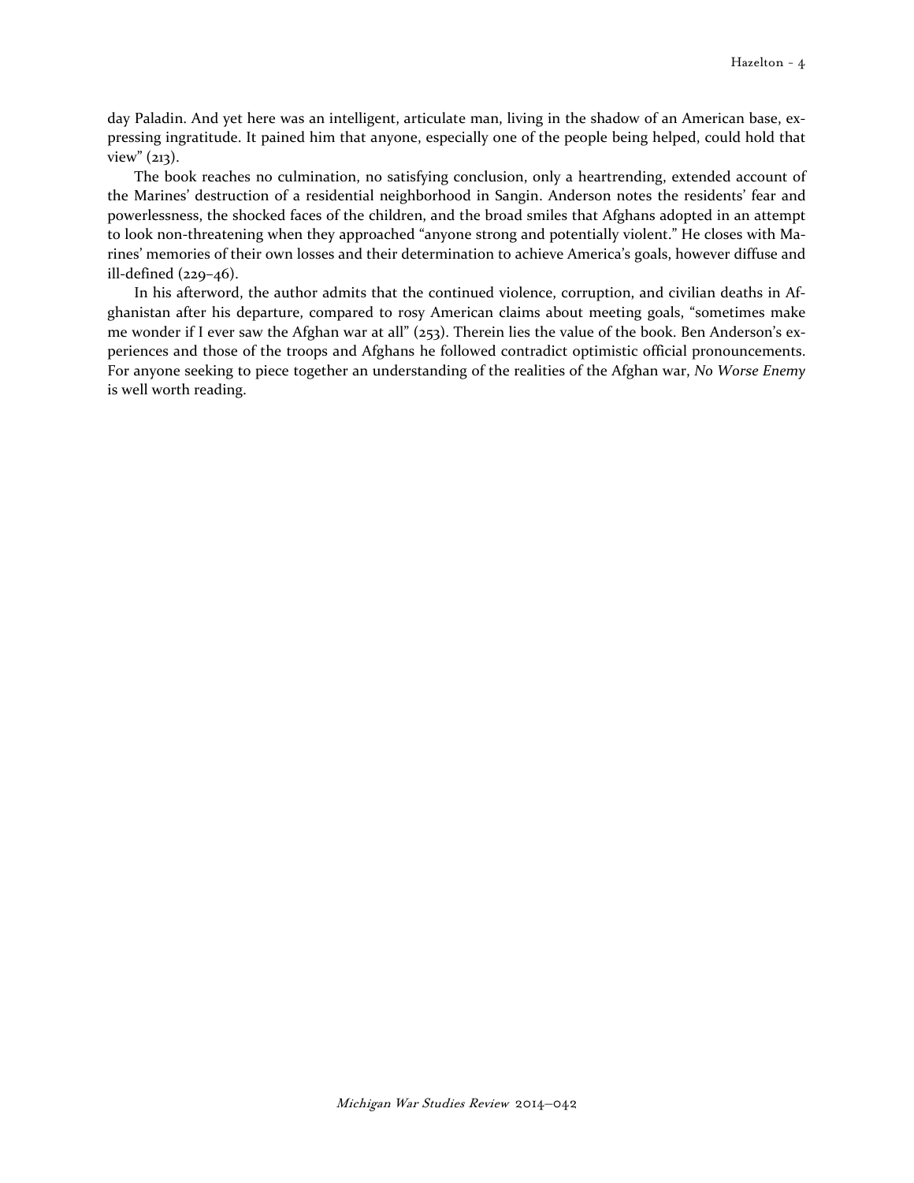day Paladin. And yet here was an intelligent, articulate man, living in the shadow of an American base, expressing ingratitude. It pained him that anyone, especially one of the people being helped, could hold that view" (213).

The book reaches no culmination, no satisfying conclusion, only a heartrending, extended account of the Marines' destruction of a residential neighborhood in Sangin. Anderson notes the residents' fear and powerlessness, the shocked faces of the children, and the broad smiles that Afghans adopted in an attempt to look non-threatening when they approached "anyone strong and potentially violent." He closes with Marines' memories of their own losses and their determination to achieve America's goals, however diffuse and ill-defined (229–46).

In his afterword, the author admits that the continued violence, corruption, and civilian deaths in Afghanistan after his departure, compared to rosy American claims about meeting goals, "sometimes make me wonder if I ever saw the Afghan war at all" (253). Therein lies the value of the book. Ben Anderson's experiences and those of the troops and Afghans he followed contradict optimistic official pronouncements. For anyone seeking to piece together an understanding of the realities of the Afghan war, *No Worse Enemy* is well worth reading.